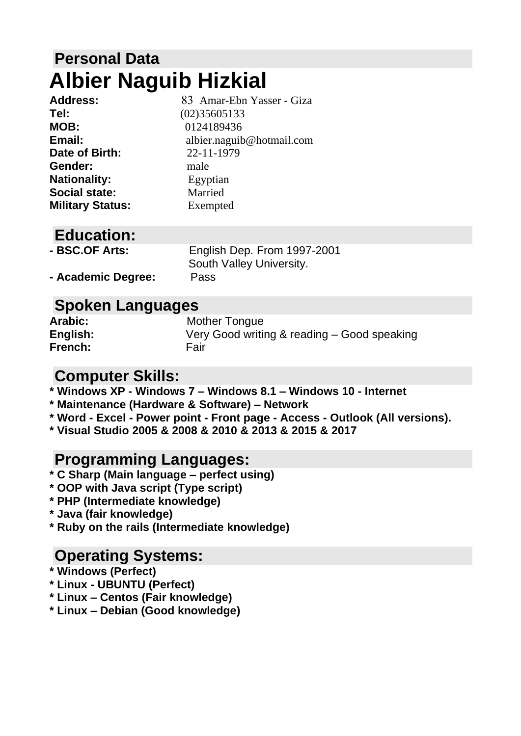## Personal Data

# Albier Naguib Hizkial

**Address:** 83 Amar-Ebn Yasser - Giza
**Tel:** (02)35605133
**MOB:** 0124189436
**Email:** albier.naguib@hotmail.com
**Date of Birth:** 22-11-1979
**Gender:** male
**Nationality:** Egyptian
**Social state:** Married
**Military Status:** Exempted

## Education:

**- BSC.OF Arts:** English Dep. From 1997-2001
South Valley University.
**- Academic Degree:** Pass

## Spoken Languages

**Arabic:** Mother Tongue
**English:** Very Good writing & reading – Good speaking
**French:** Fair

## Computer Skills:

**\* Windows XP - Windows 7 – Windows 8.1 – Windows 10 - Internet**
**\* Maintenance (Hardware & Software) – Network**
**\* Word - Excel - Power point - Front page - Access - Outlook (All versions).**
**\* Visual Studio 2005 & 2008 & 2010 & 2013 & 2015 & 2017**

## Programming Languages:

**\* C Sharp (Main language – perfect using)**
**\* OOP with Java script (Type script)**
**\* PHP (Intermediate knowledge)**
**\* Java (fair knowledge)**
**\* Ruby on the rails (Intermediate knowledge)**

## Operating Systems:

**\* Windows (Perfect)**
**\* Linux - UBUNTU (Perfect)**
**\* Linux – Centos (Fair knowledge)**
**\* Linux – Debian (Good knowledge)**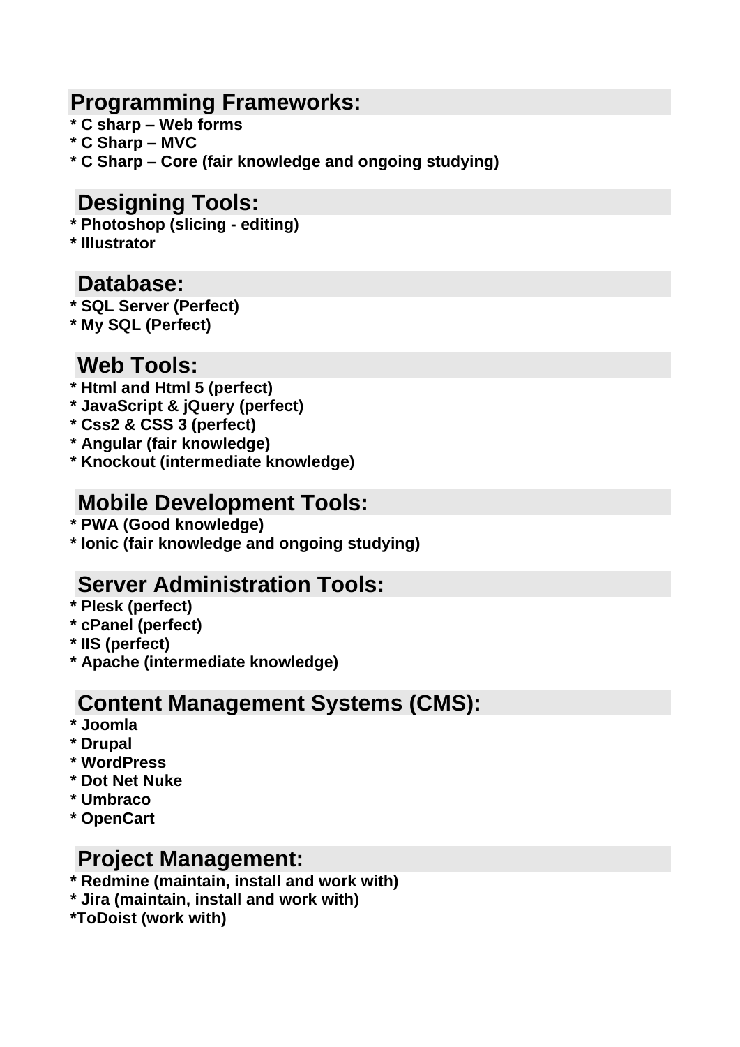## Programming Frameworks:

**\* C sharp – Web forms**
**\* C Sharp – MVC**
**\* C Sharp – Core (fair knowledge and ongoing studying)**

## Designing Tools:

**\* Photoshop (slicing - editing)**
**\* Illustrator**

## Database:

**\* SQL Server (Perfect)**
**\* My SQL (Perfect)**

## Web Tools:

**\* Html and Html 5 (perfect)**
**\* JavaScript & jQuery (perfect)**
**\* Css2 & CSS 3 (perfect)**
**\* Angular (fair knowledge)**
**\* Knockout (intermediate knowledge)**

## Mobile Development Tools:

**\* PWA (Good knowledge)**
**\* Ionic (fair knowledge and ongoing studying)**

## Server Administration Tools:

**\* Plesk (perfect)**
**\* cPanel (perfect)**
**\* IIS (perfect)**
**\* Apache (intermediate knowledge)**

## Content Management Systems (CMS):

**\* Joomla**
**\* Drupal**
**\* WordPress**
**\* Dot Net Nuke**
**\* Umbraco**
**\* OpenCart**

## Project Management:

**\* Redmine (maintain, install and work with)**
**\* Jira (maintain, install and work with)**
**\*ToDoist (work with)**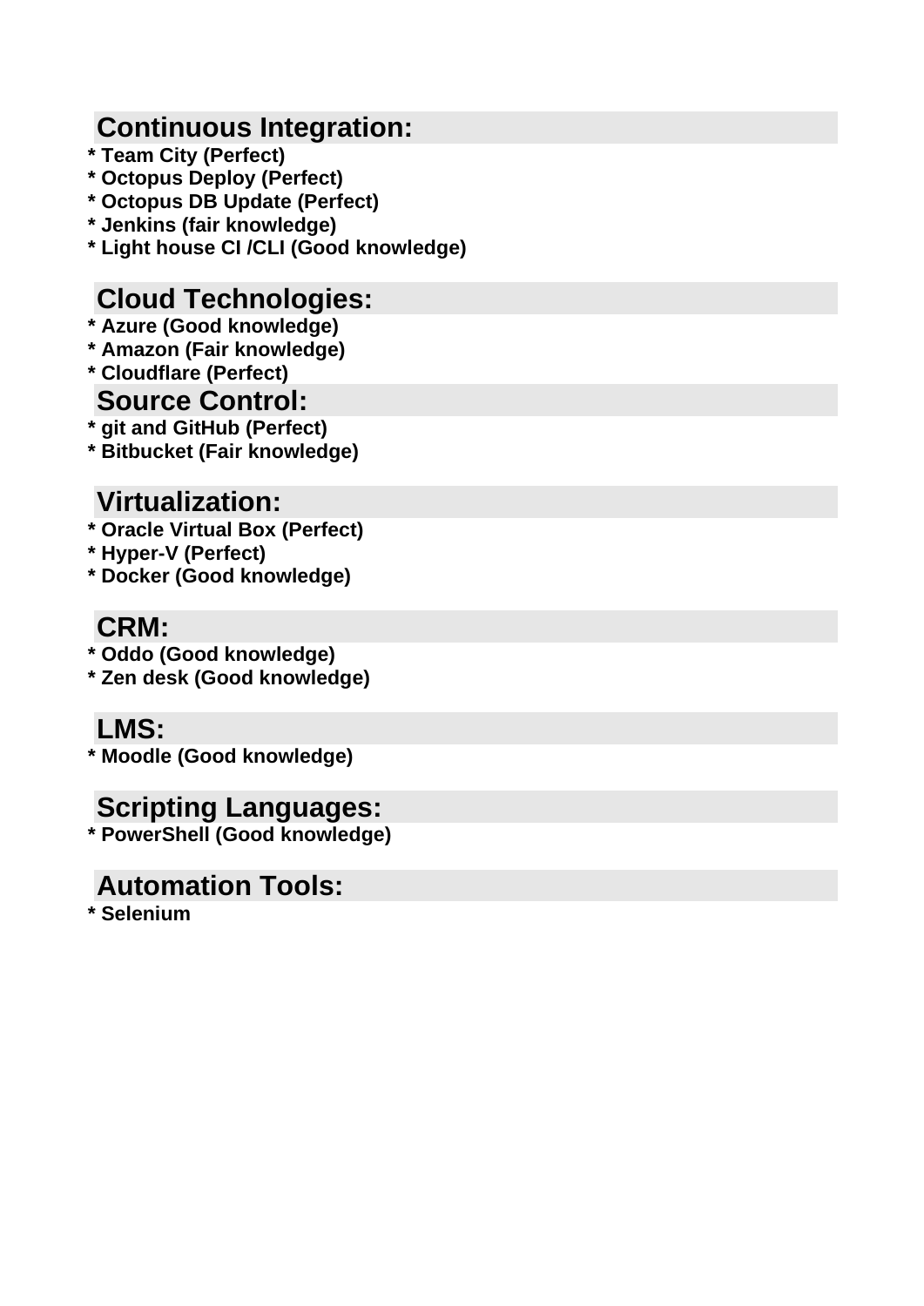## Continuous Integration:

**\* Team City (Perfect)**
**\* Octopus Deploy (Perfect)**
**\* Octopus DB Update (Perfect)**
**\* Jenkins (fair knowledge)**
**\* Light house CI /CLI (Good knowledge)**

## Cloud Technologies:

**\* Azure (Good knowledge)**
**\* Amazon (Fair knowledge)**
**\* Cloudflare (Perfect)**

## Source Control:

**\* git and GitHub (Perfect)**
**\* Bitbucket (Fair knowledge)**

## Virtualization:

**\* Oracle Virtual Box (Perfect)**
**\* Hyper-V (Perfect)**
**\* Docker (Good knowledge)**

## CRM:

**\* Oddo (Good knowledge)**
**\* Zen desk (Good knowledge)**

## LMS:

**\* Moodle (Good knowledge)**

## Scripting Languages:

**\* PowerShell (Good knowledge)**

## Automation Tools:

**\* Selenium**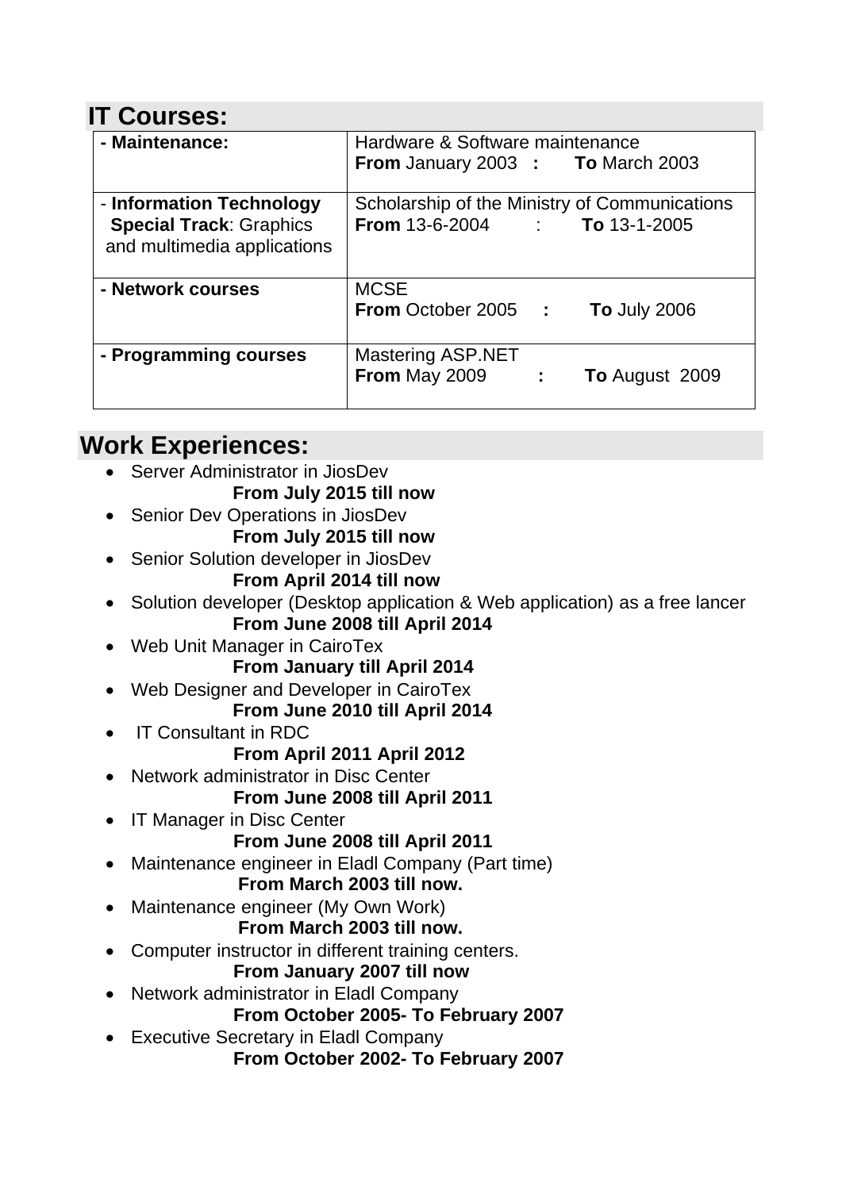## IT Courses:

| | |
|---|---|
| **- Maintenance:** | Hardware & Software maintenance<br>**From** January 2003 **:** **To** March 2003 |
| - **Information Technology Special Track**: Graphics and multimedia applications | Scholarship of the Ministry of Communications<br>**From** 13-6-2004 : **To** 13-1-2005 |
| **- Network courses** | MCSE<br>**From** October 2005 **:** **To** July 2006 |
| **- Programming courses** | Mastering ASP.NET<br>**From** May 2009 **:** **To** August 2009 |

## Work Experiences:

- Server Administrator in JiosDev
  **From July 2015 till now**
- Senior Dev Operations in JiosDev
  **From July 2015 till now**
- Senior Solution developer in JiosDev
  **From April 2014 till now**
- Solution developer (Desktop application & Web application) as a free lancer
  **From June 2008 till April 2014**
- Web Unit Manager in CairoTex
  **From January till April 2014**
- Web Designer and Developer in CairoTex
  **From June 2010 till April 2014**
- IT Consultant in RDC
  **From April 2011 April 2012**
- Network administrator in Disc Center
  **From June 2008 till April 2011**
- IT Manager in Disc Center
  **From June 2008 till April 2011**
- Maintenance engineer in Eladl Company (Part time)
  **From March 2003 till now.**
- Maintenance engineer (My Own Work)
  **From March 2003 till now.**
- Computer instructor in different training centers.
  **From January 2007 till now**
- Network administrator in Eladl Company
  **From October 2005- To February 2007**
- Executive Secretary in Eladl Company
  **From October 2002- To February 2007**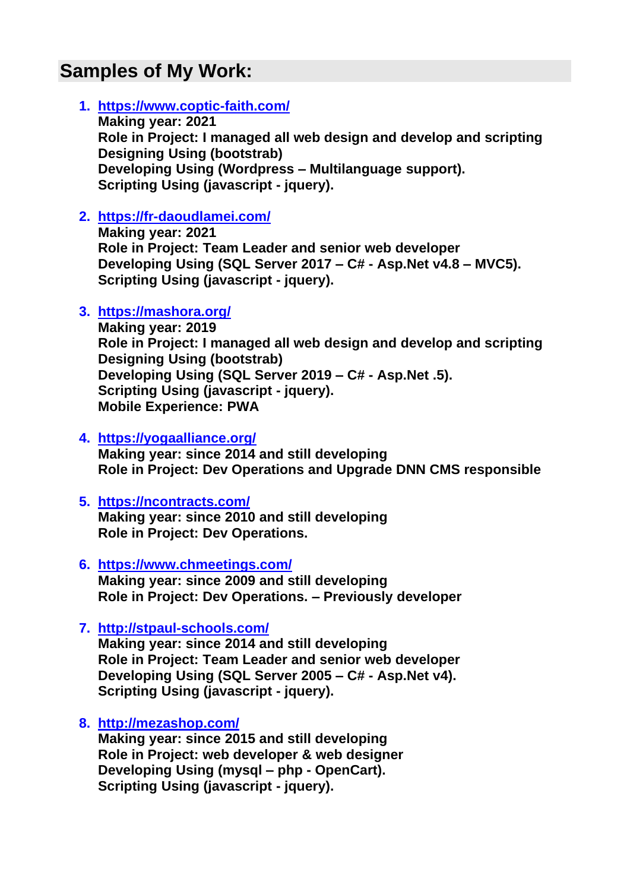## Samples of My Work:

1. **https://www.coptic-faith.com/**
   **Making year: 2021**
   **Role in Project: I managed all web design and develop and scripting**
   **Designing Using (bootstrab)**
   **Developing Using (Wordpress – Multilanguage support).**
   **Scripting Using (javascript - jquery).**

2. **https://fr-daoudlamei.com/**
   **Making year: 2021**
   **Role in Project: Team Leader and senior web developer**
   **Developing Using (SQL Server 2017 – C# - Asp.Net v4.8 – MVC5).**
   **Scripting Using (javascript - jquery).**

3. **https://mashora.org/**
   **Making year: 2019**
   **Role in Project: I managed all web design and develop and scripting**
   **Designing Using (bootstrab)**
   **Developing Using (SQL Server 2019 – C# - Asp.Net .5).**
   **Scripting Using (javascript - jquery).**
   **Mobile Experience: PWA**

4. **https://yogaalliance.org/**
   **Making year: since 2014 and still developing**
   **Role in Project: Dev Operations and Upgrade DNN CMS responsible**

5. **https://ncontracts.com/**
   **Making year: since 2010 and still developing**
   **Role in Project: Dev Operations.**

6. **https://www.chmeetings.com/**
   **Making year: since 2009 and still developing**
   **Role in Project: Dev Operations. – Previously developer**

7. **http://stpaul-schools.com/**
   **Making year: since 2014 and still developing**
   **Role in Project: Team Leader and senior web developer**
   **Developing Using (SQL Server 2005 – C# - Asp.Net v4).**
   **Scripting Using (javascript - jquery).**

8. **http://mezashop.com/**
   **Making year: since 2015 and still developing**
   **Role in Project: web developer & web designer**
   **Developing Using (mysql – php - OpenCart).**
   **Scripting Using (javascript - jquery).**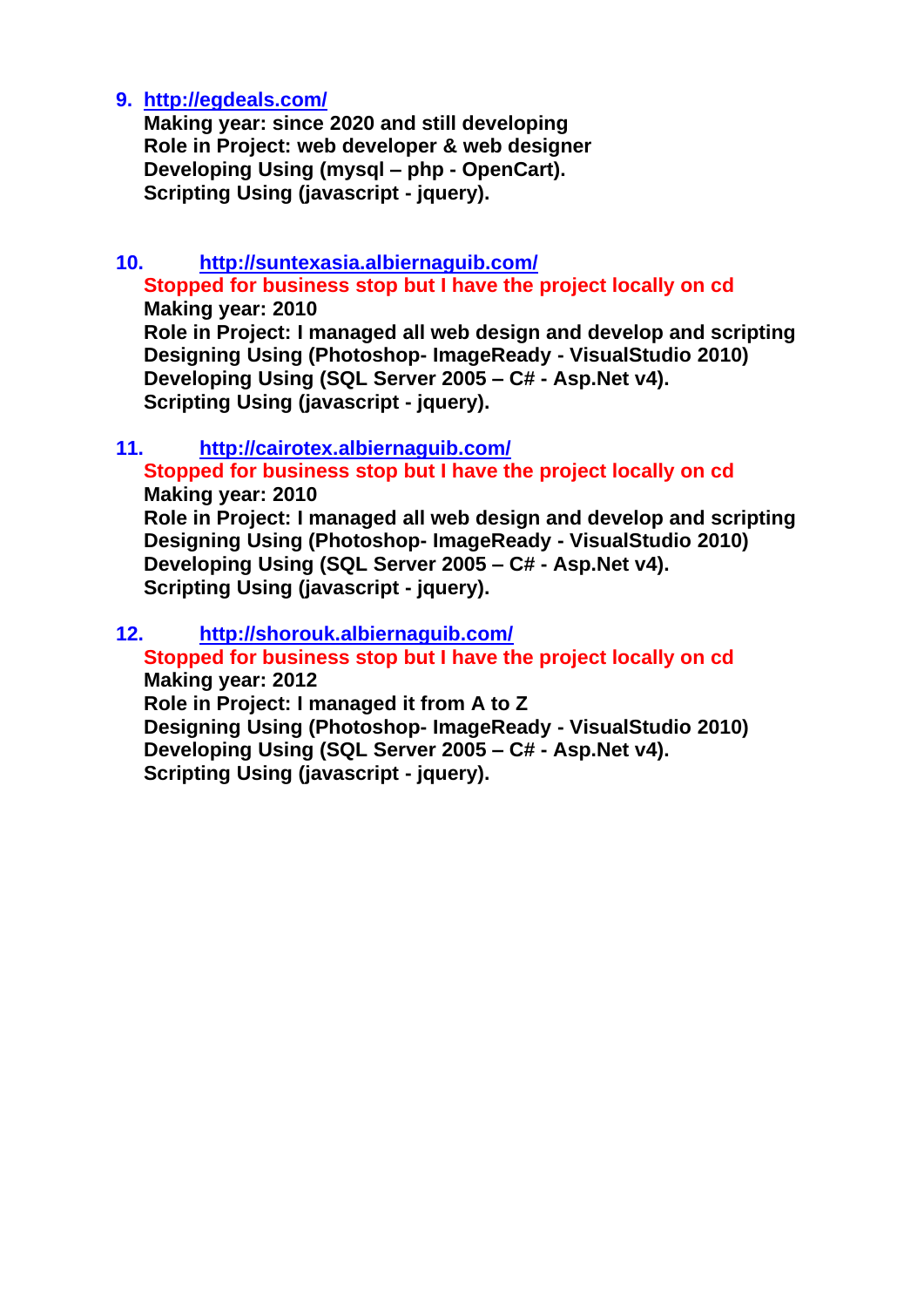9. **[http://egdeals.com/](http://egdeals.com/)**
   **Making year: since 2020 and still developing**
   **Role in Project: web developer & web designer**
   **Developing Using (mysql – php - OpenCart).**
   **Scripting Using (javascript - jquery).**

10. **[http://suntexasia.albiernaguib.com/](http://suntexasia.albiernaguib.com/)**
    **Stopped for business stop but I have the project locally on cd**
    **Making year: 2010**
    **Role in Project: I managed all web design and develop and scripting**
    **Designing Using (Photoshop- ImageReady - VisualStudio 2010)**
    **Developing Using (SQL Server 2005 – C# - Asp.Net v4).**
    **Scripting Using (javascript - jquery).**

11. **[http://cairotex.albiernaguib.com/](http://cairotex.albiernaguib.com/)**
    **Stopped for business stop but I have the project locally on cd**
    **Making year: 2010**
    **Role in Project: I managed all web design and develop and scripting**
    **Designing Using (Photoshop- ImageReady - VisualStudio 2010)**
    **Developing Using (SQL Server 2005 – C# - Asp.Net v4).**
    **Scripting Using (javascript - jquery).**

12. **[http://shorouk.albiernaguib.com/](http://shorouk.albiernaguib.com/)**
    **Stopped for business stop but I have the project locally on cd**
    **Making year: 2012**
    **Role in Project: I managed it from A to Z**
    **Designing Using (Photoshop- ImageReady - VisualStudio 2010)**
    **Developing Using (SQL Server 2005 – C# - Asp.Net v4).**
    **Scripting Using (javascript - jquery).**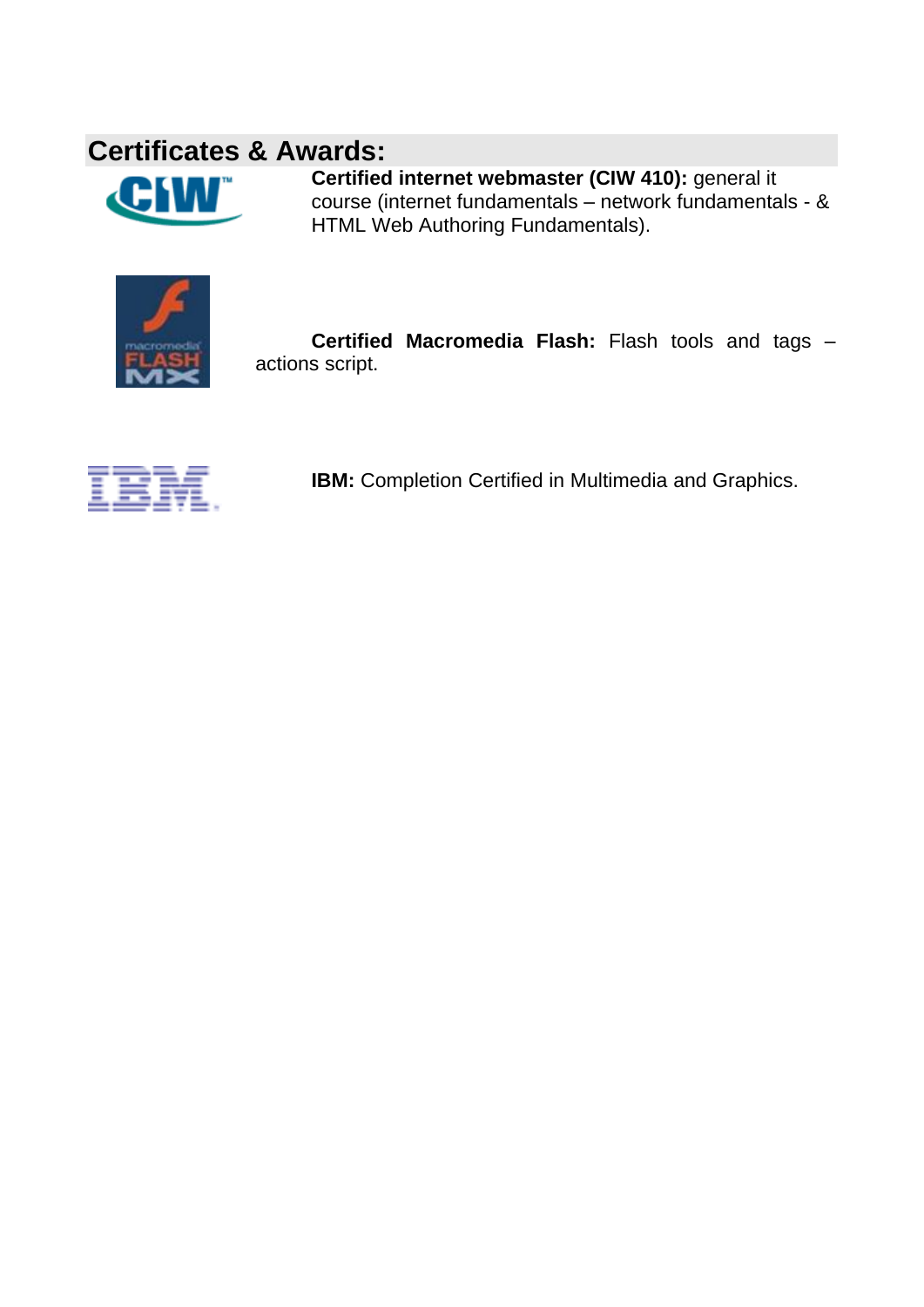## Certificates & Awards:

**Certified internet webmaster (CIW 410):** general it course (internet fundamentals – network fundamentals - & HTML Web Authoring Fundamentals).

**Certified Macromedia Flash:** Flash tools and tags – actions script.

**IBM:** Completion Certified in Multimedia and Graphics.